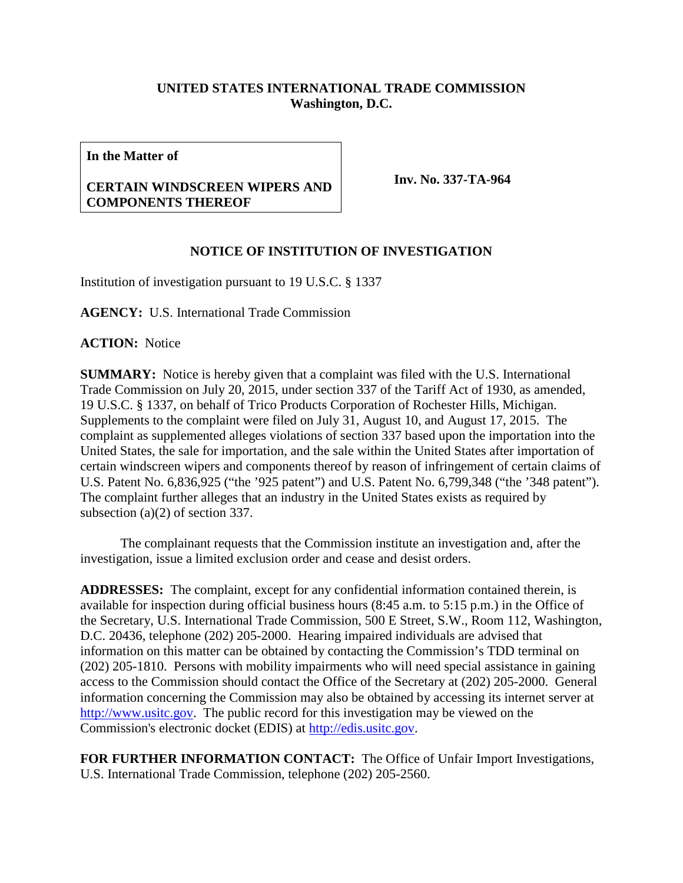**UNITED STATES INTERNATIONAL TRADE COMMISSION**
**Washington, D.C.**

| **In the Matter of** **CERTAIN WINDSCREEN WIPERS AND COMPONENTS THEREOF** | **Inv. No. 337-TA-964** |
|---|---|

**NOTICE OF INSTITUTION OF INVESTIGATION**

Institution of investigation pursuant to 19 U.S.C. § 1337

**AGENCY:** U.S. International Trade Commission

**ACTION:** Notice

**SUMMARY:** Notice is hereby given that a complaint was filed with the U.S. International Trade Commission on July 20, 2015, under section 337 of the Tariff Act of 1930, as amended, 19 U.S.C. § 1337, on behalf of Trico Products Corporation of Rochester Hills, Michigan. Supplements to the complaint were filed on July 31, August 10, and August 17, 2015. The complaint as supplemented alleges violations of section 337 based upon the importation into the United States, the sale for importation, and the sale within the United States after importation of certain windscreen wipers and components thereof by reason of infringement of certain claims of U.S. Patent No. 6,836,925 ("the '925 patent") and U.S. Patent No. 6,799,348 ("the '348 patent"). The complaint further alleges that an industry in the United States exists as required by subsection (a)(2) of section 337.

The complainant requests that the Commission institute an investigation and, after the investigation, issue a limited exclusion order and cease and desist orders.

**ADDRESSES:** The complaint, except for any confidential information contained therein, is available for inspection during official business hours (8:45 a.m. to 5:15 p.m.) in the Office of the Secretary, U.S. International Trade Commission, 500 E Street, S.W., Room 112, Washington, D.C. 20436, telephone (202) 205-2000. Hearing impaired individuals are advised that information on this matter can be obtained by contacting the Commission's TDD terminal on (202) 205-1810. Persons with mobility impairments who will need special assistance in gaining access to the Commission should contact the Office of the Secretary at (202) 205-2000. General information concerning the Commission may also be obtained by accessing its internet server at http://www.usitc.gov. The public record for this investigation may be viewed on the Commission's electronic docket (EDIS) at http://edis.usitc.gov.

**FOR FURTHER INFORMATION CONTACT:** The Office of Unfair Import Investigations, U.S. International Trade Commission, telephone (202) 205-2560.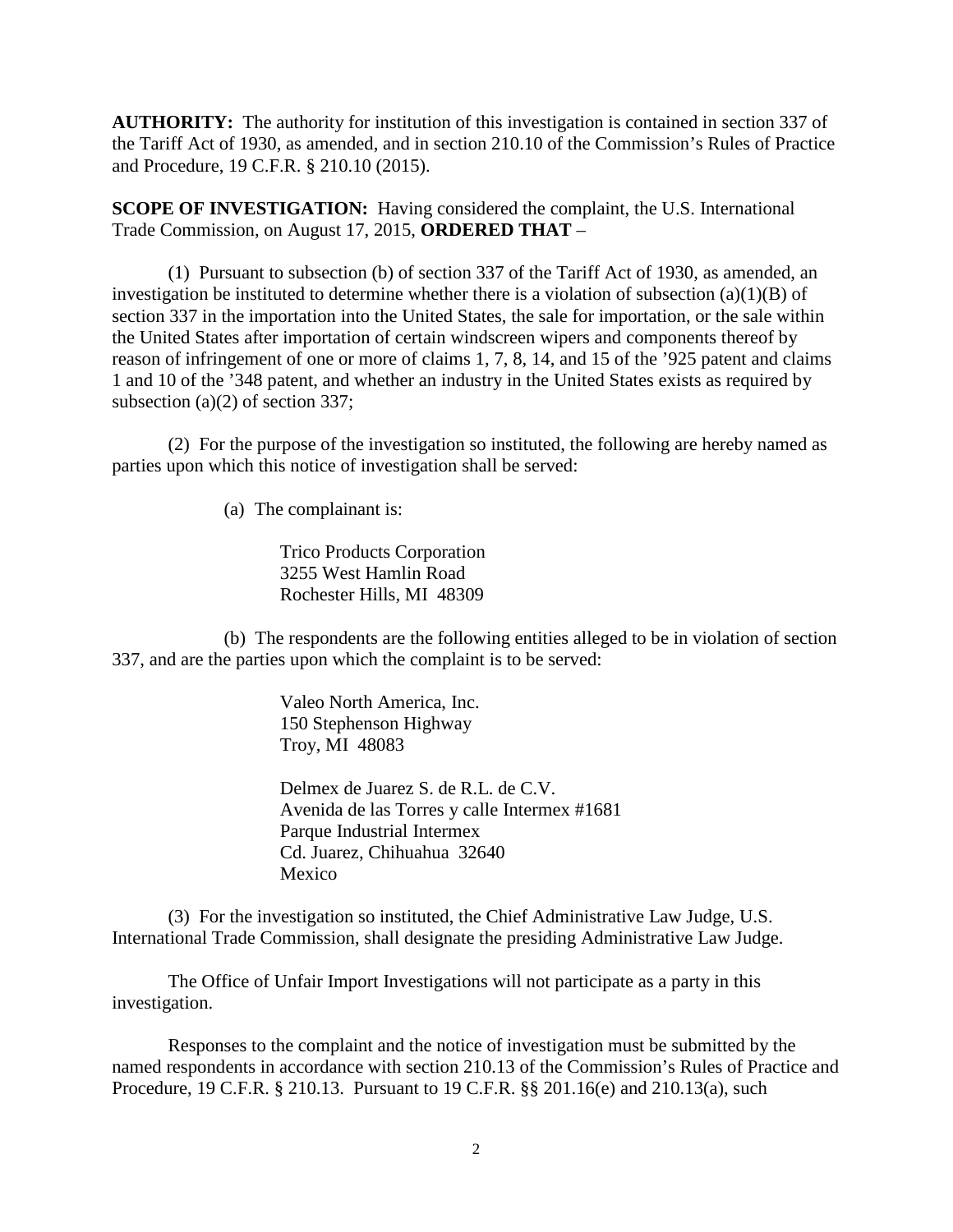**AUTHORITY:** The authority for institution of this investigation is contained in section 337 of the Tariff Act of 1930, as amended, and in section 210.10 of the Commission's Rules of Practice and Procedure, 19 C.F.R. § 210.10 (2015).

**SCOPE OF INVESTIGATION:** Having considered the complaint, the U.S. International Trade Commission, on August 17, 2015, **ORDERED THAT** –

(1) Pursuant to subsection (b) of section 337 of the Tariff Act of 1930, as amended, an investigation be instituted to determine whether there is a violation of subsection (a)(1)(B) of section 337 in the importation into the United States, the sale for importation, or the sale within the United States after importation of certain windscreen wipers and components thereof by reason of infringement of one or more of claims 1, 7, 8, 14, and 15 of the '925 patent and claims 1 and 10 of the '348 patent, and whether an industry in the United States exists as required by subsection (a)(2) of section 337;

(2) For the purpose of the investigation so instituted, the following are hereby named as parties upon which this notice of investigation shall be served:

(a) The complainant is:

Trico Products Corporation
3255 West Hamlin Road
Rochester Hills, MI 48309

(b) The respondents are the following entities alleged to be in violation of section 337, and are the parties upon which the complaint is to be served:

Valeo North America, Inc.
150 Stephenson Highway
Troy, MI 48083

Delmex de Juarez S. de R.L. de C.V.
Avenida de las Torres y calle Intermex #1681
Parque Industrial Intermex
Cd. Juarez, Chihuahua 32640
Mexico

(3) For the investigation so instituted, the Chief Administrative Law Judge, U.S. International Trade Commission, shall designate the presiding Administrative Law Judge.

The Office of Unfair Import Investigations will not participate as a party in this investigation.

Responses to the complaint and the notice of investigation must be submitted by the named respondents in accordance with section 210.13 of the Commission's Rules of Practice and Procedure, 19 C.F.R. § 210.13. Pursuant to 19 C.F.R. §§ 201.16(e) and 210.13(a), such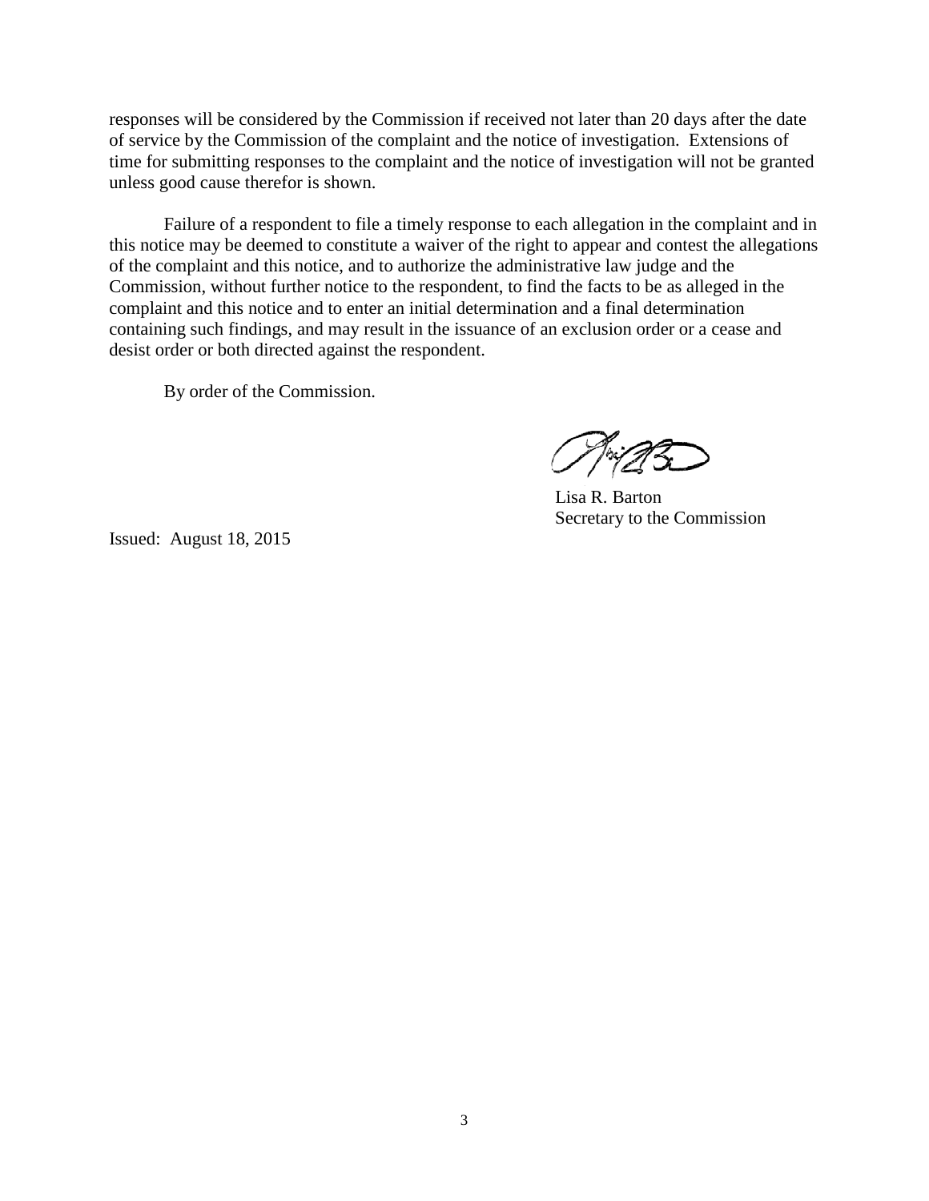responses will be considered by the Commission if received not later than 20 days after the date of service by the Commission of the complaint and the notice of investigation. Extensions of time for submitting responses to the complaint and the notice of investigation will not be granted unless good cause therefor is shown.

Failure of a respondent to file a timely response to each allegation in the complaint and in this notice may be deemed to constitute a waiver of the right to appear and contest the allegations of the complaint and this notice, and to authorize the administrative law judge and the Commission, without further notice to the respondent, to find the facts to be as alleged in the complaint and this notice and to enter an initial determination and a final determination containing such findings, and may result in the issuance of an exclusion order or a cease and desist order or both directed against the respondent.

By order of the Commission.

Lisa R. Barton
Secretary to the Commission

Issued: August 18, 2015